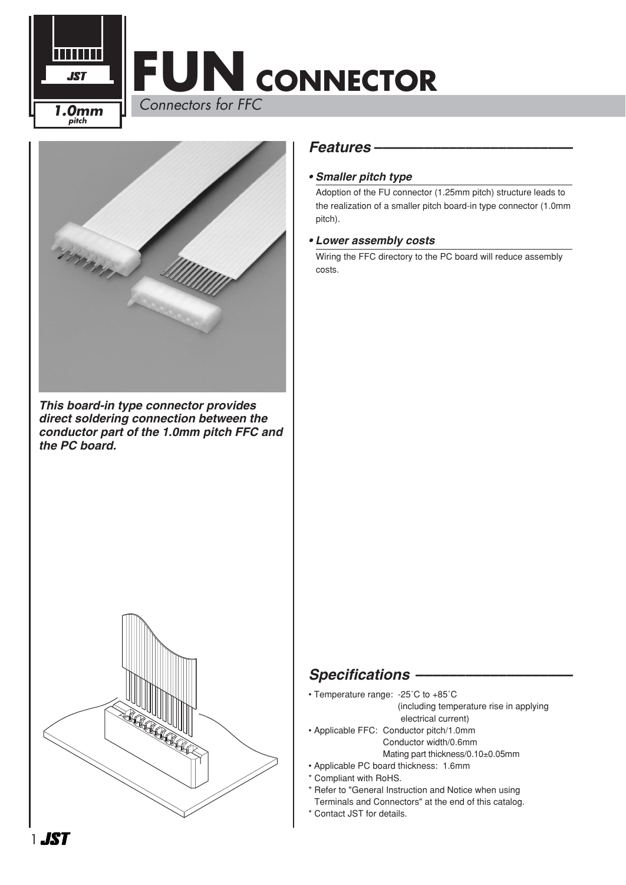# FUN CONNECTOR

*Connectors for FFC*

1.0mm pitch

***This board-in type connector provides direct soldering connection between the conductor part of the 1.0mm pitch FFC and the PC board.***

## Features

**• Smaller pitch type**

Adoption of the FU connector (1.25mm pitch) structure leads to the realization of a smaller pitch board-in type connector (1.0mm pitch).

**• Lower assembly costs**

Wiring the FFC directory to the PC board will reduce assembly costs.

## Specifications

- Temperature range: -25˚C to +85˚C (including temperature rise in applying electrical current)
- Applicable FFC: Conductor pitch/1.0mm
  Conductor width/0.6mm
  Mating part thickness/0.10±0.05mm
- Applicable PC board thickness: 1.6mm

\* Compliant with RoHS.
\* Refer to "General Instruction and Notice when using Terminals and Connectors" at the end of this catalog.
\* Contact JST for details.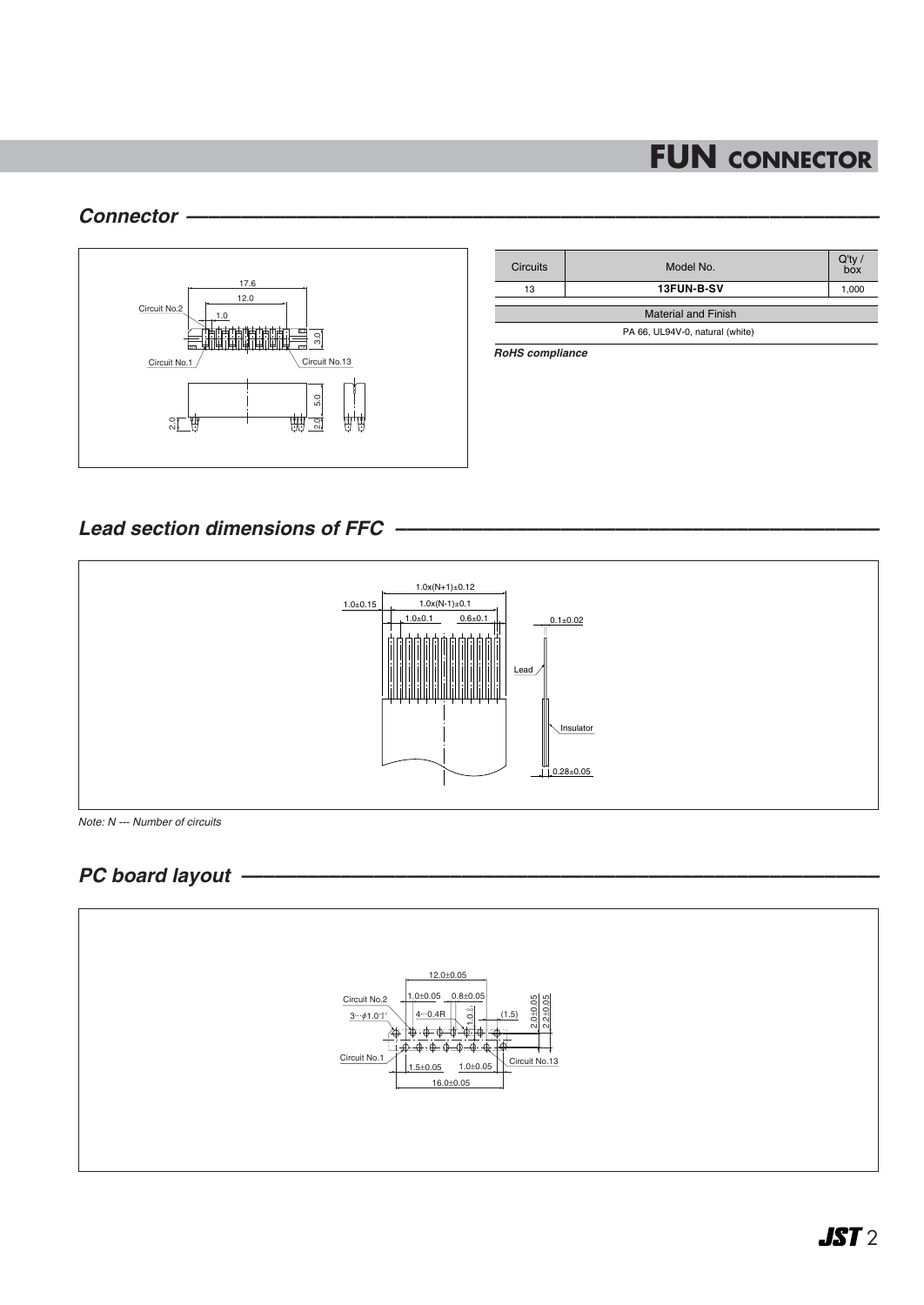# FUN CONNECTOR

## Connector

| Circuits | Model No. | Q'ty / box |
|---|---|---|
| 13 | **13FUN-B-SV** | 1,000 |

| Material and Finish |
|---|
| PA 66, UL94V-0, natural (white) |

***RoHS compliance***

## Lead section dimensions of FFC

*Note: N --- Number of circuits*

## PC board layout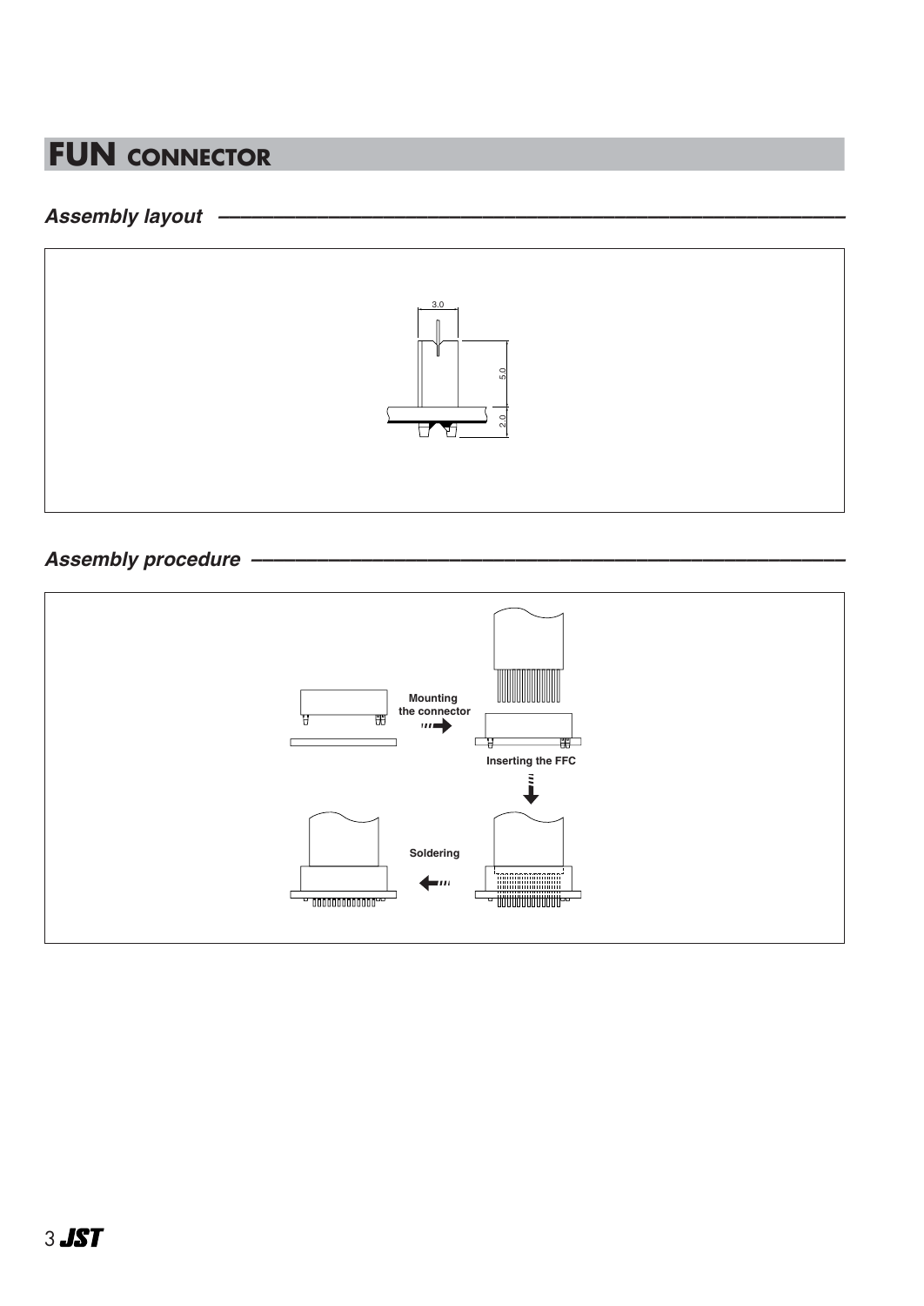# FUN CONNECTOR

## *Assembly layout*

3.0

5.0

2.0

## *Assembly procedure*

Mounting the connector

Inserting the FFC

Soldering